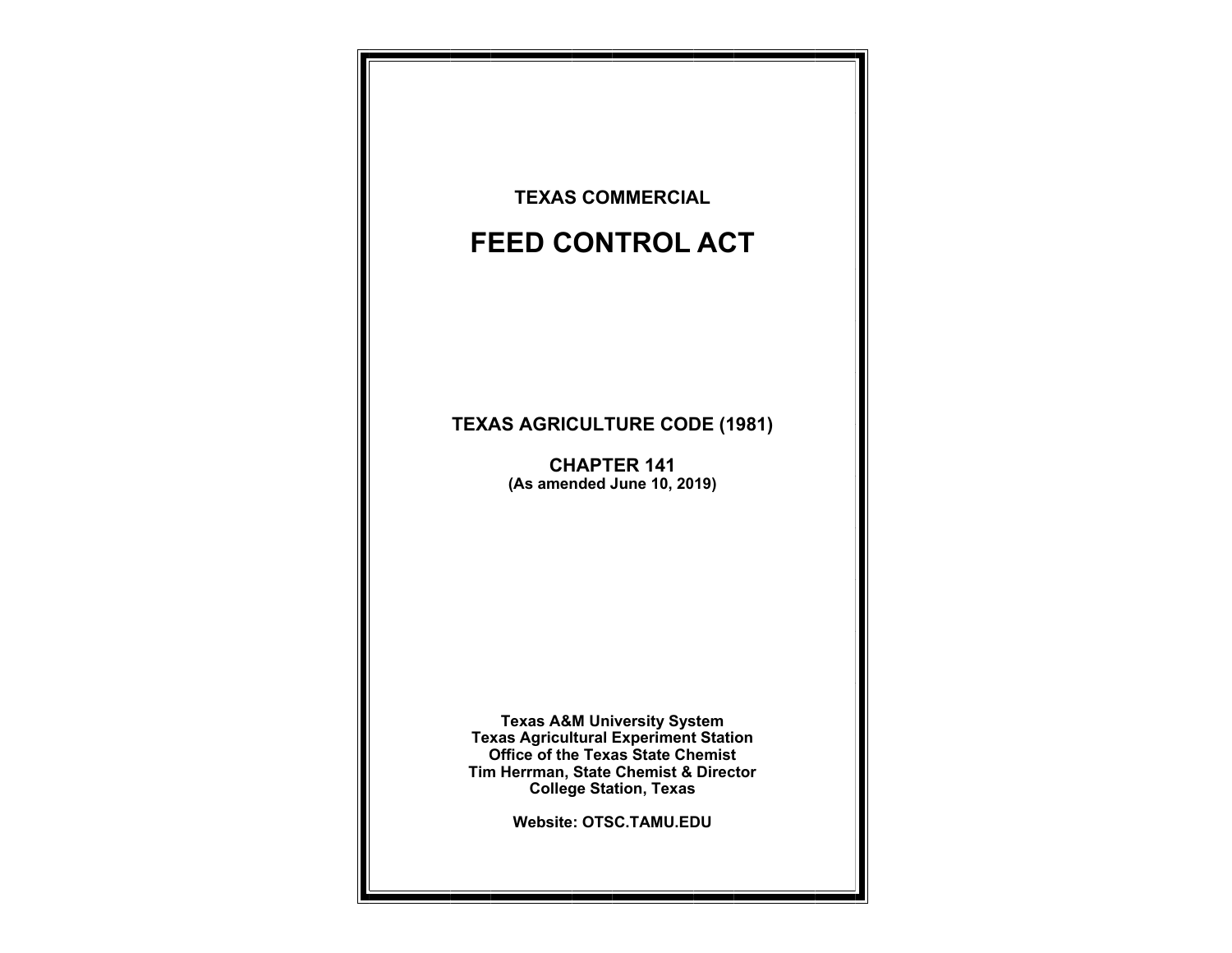**TEXAS COMMERCIAL**

# FEED CONTROL ACT

**TEXAS AGRICULTURE CODE (1981)**

**CHAPTER 141**
**(As amended June 10, 2019)**

**Texas A&M University System**
**Texas Agricultural Experiment Station**
**Office of the Texas State Chemist**
**Tim Herrman, State Chemist & Director**
**College Station, Texas**

**Website: OTSC.TAMU.EDU**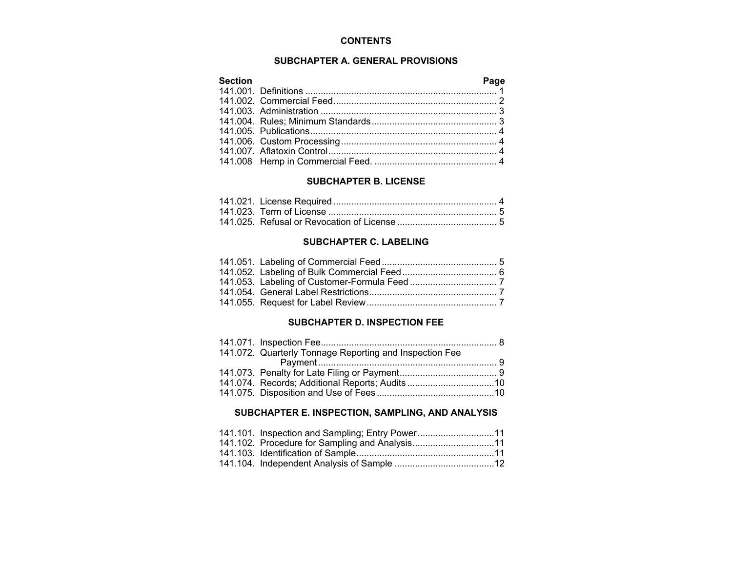# CONTENTS

## SUBCHAPTER A. GENERAL PROVISIONS

| Section | | Page |
|---|---|---|
| 141.001. | Definitions | 1 |
| 141.002. | Commercial Feed | 2 |
| 141.003. | Administration | 3 |
| 141.004. | Rules; Minimum Standards | 3 |
| 141.005. | Publications | 4 |
| 141.006. | Custom Processing | 4 |
| 141.007. | Aflatoxin Control | 4 |
| 141.008 | Hemp in Commercial Feed. | 4 |

## SUBCHAPTER B. LICENSE

| Section | | Page |
|---|---|---|
| 141.021. | License Required | 4 |
| 141.023. | Term of License | 5 |
| 141.025. | Refusal or Revocation of License | 5 |

## SUBCHAPTER C. LABELING

| Section | | Page |
|---|---|---|
| 141.051. | Labeling of Commercial Feed | 5 |
| 141.052. | Labeling of Bulk Commercial Feed | 6 |
| 141.053. | Labeling of Customer-Formula Feed | 7 |
| 141.054. | General Label Restrictions | 7 |
| 141.055. | Request for Label Review | 7 |

## SUBCHAPTER D. INSPECTION FEE

| Section | | Page |
|---|---|---|
| 141.071. | Inspection Fee | 8 |
| 141.072. | Quarterly Tonnage Reporting and Inspection Fee Payment | 9 |
| 141.073. | Penalty for Late Filing or Payment | 9 |
| 141.074. | Records; Additional Reports; Audits | 10 |
| 141.075. | Disposition and Use of Fees | 10 |

## SUBCHAPTER E. INSPECTION, SAMPLING, AND ANALYSIS

| Section | | Page |
|---|---|---|
| 141.101. | Inspection and Sampling; Entry Power | 11 |
| 141.102. | Procedure for Sampling and Analysis | 11 |
| 141.103. | Identification of Sample | 11 |
| 141.104. | Independent Analysis of Sample | 12 |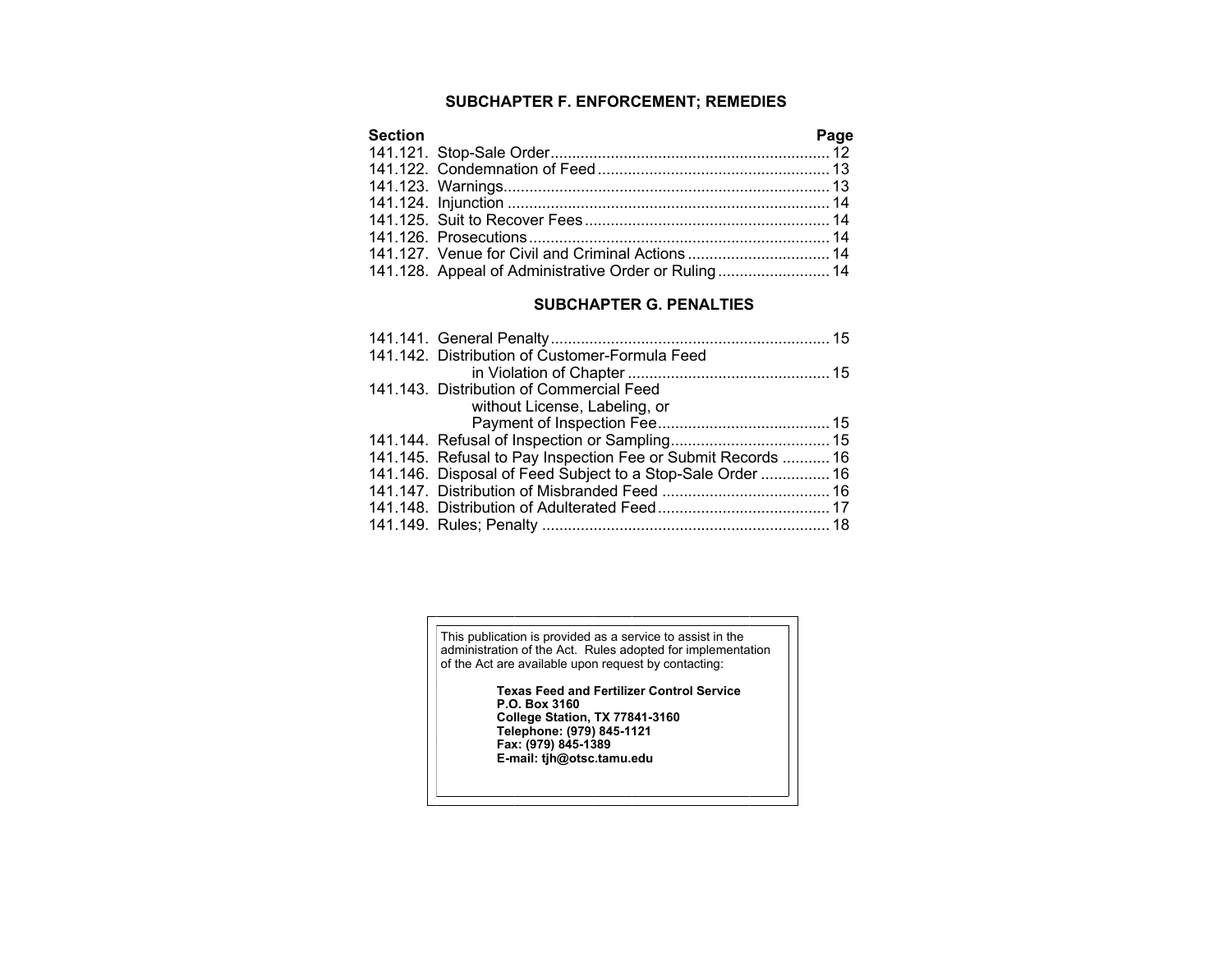## SUBCHAPTER F. ENFORCEMENT; REMEDIES

| Section | | Page |
|---|---|---|
| 141.121. | Stop-Sale Order | 12 |
| 141.122. | Condemnation of Feed | 13 |
| 141.123. | Warnings | 13 |
| 141.124. | Injunction | 14 |
| 141.125. | Suit to Recover Fees | 14 |
| 141.126. | Prosecutions | 14 |
| 141.127. | Venue for Civil and Criminal Actions | 14 |
| 141.128. | Appeal of Administrative Order or Ruling | 14 |

## SUBCHAPTER G. PENALTIES

| Section | | Page |
|---|---|---|
| 141.141. | General Penalty | 15 |
| 141.142. | Distribution of Customer-Formula Feed in Violation of Chapter | 15 |
| 141.143. | Distribution of Commercial Feed without License, Labeling, or Payment of Inspection Fee | 15 |
| 141.144. | Refusal of Inspection or Sampling | 15 |
| 141.145. | Refusal to Pay Inspection Fee or Submit Records | 16 |
| 141.146. | Disposal of Feed Subject to a Stop-Sale Order | 16 |
| 141.147. | Distribution of Misbranded Feed | 16 |
| 141.148. | Distribution of Adulterated Feed | 17 |
| 141.149. | Rules; Penalty | 18 |

This publication is provided as a service to assist in the administration of the Act. Rules adopted for implementation of the Act are available upon request by contacting:

**Texas Feed and Fertilizer Control Service**
**P.O. Box 3160**
**College Station, TX 77841-3160**
**Telephone: (979) 845-1121**
**Fax: (979) 845-1389**
**E-mail: tjh@otsc.tamu.edu**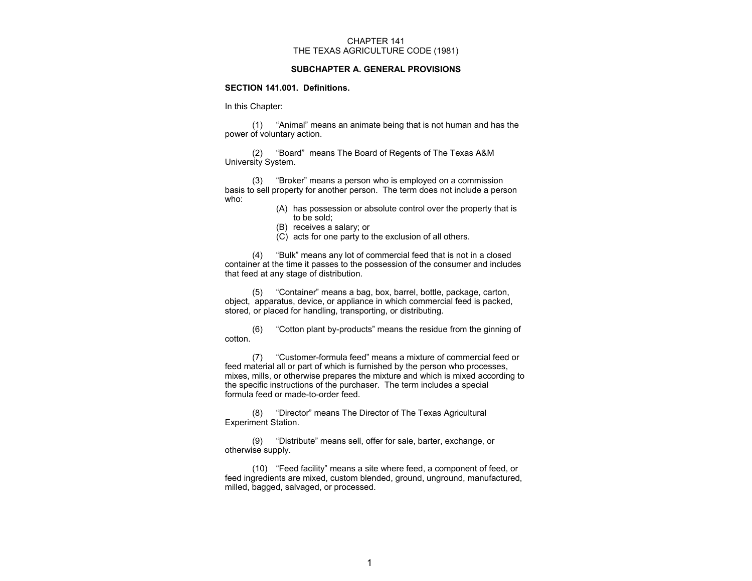CHAPTER 141
THE TEXAS AGRICULTURE CODE (1981)

## SUBCHAPTER A. GENERAL PROVISIONS

### SECTION 141.001. Definitions.

In this Chapter:

(1) "Animal" means an animate being that is not human and has the power of voluntary action.

(2) "Board" means The Board of Regents of The Texas A&M University System.

(3) "Broker" means a person who is employed on a commission basis to sell property for another person. The term does not include a person who:

- (A) has possession or absolute control over the property that is to be sold;
- (B) receives a salary; or
- (C) acts for one party to the exclusion of all others.

(4) "Bulk" means any lot of commercial feed that is not in a closed container at the time it passes to the possession of the consumer and includes that feed at any stage of distribution.

(5) "Container" means a bag, box, barrel, bottle, package, carton, object, apparatus, device, or appliance in which commercial feed is packed, stored, or placed for handling, transporting, or distributing.

(6) "Cotton plant by-products" means the residue from the ginning of cotton.

(7) "Customer-formula feed" means a mixture of commercial feed or feed material all or part of which is furnished by the person who processes, mixes, mills, or otherwise prepares the mixture and which is mixed according to the specific instructions of the purchaser. The term includes a special formula feed or made-to-order feed.

(8) "Director" means The Director of The Texas Agricultural Experiment Station.

(9) "Distribute" means sell, offer for sale, barter, exchange, or otherwise supply.

(10) "Feed facility" means a site where feed, a component of feed, or feed ingredients are mixed, custom blended, ground, unground, manufactured, milled, bagged, salvaged, or processed.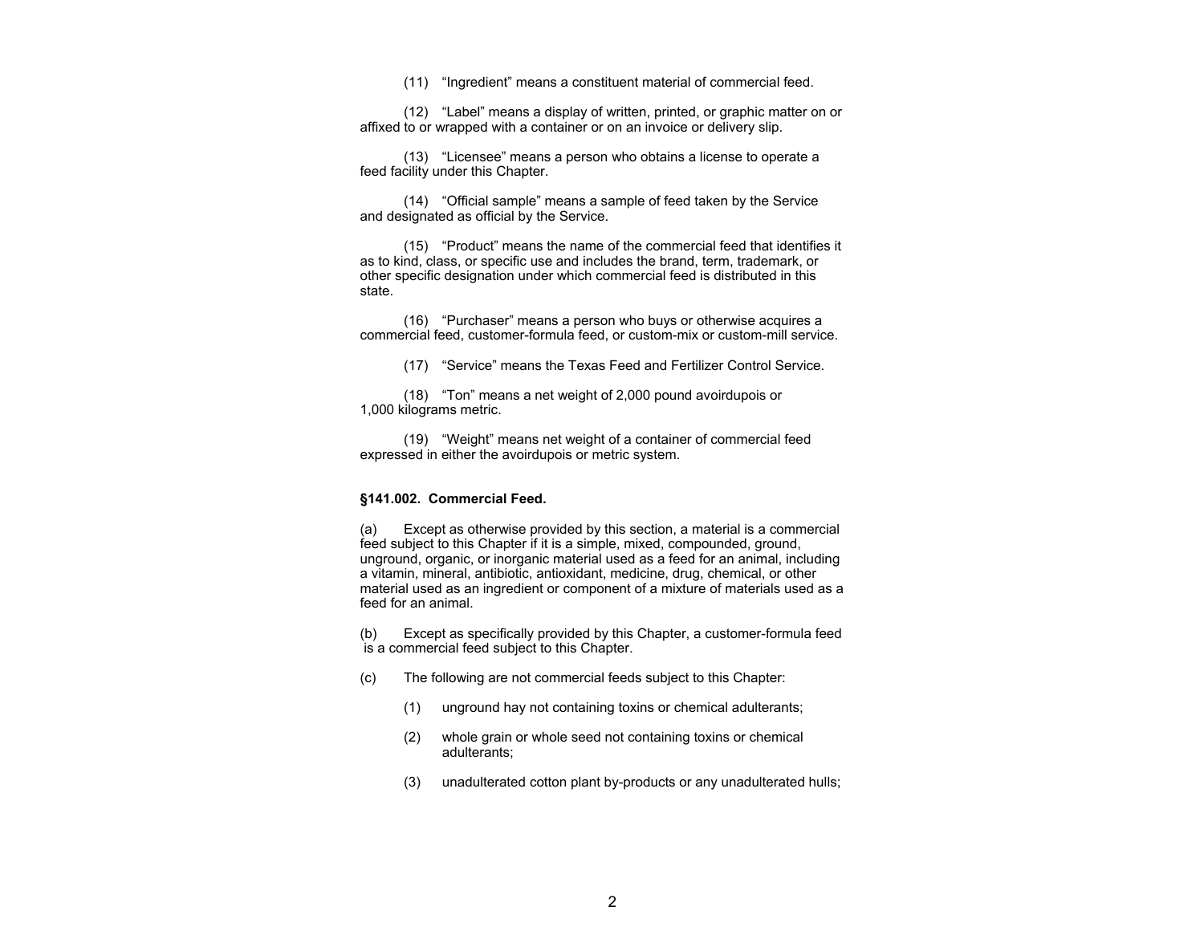(11) "Ingredient" means a constituent material of commercial feed.

(12) "Label" means a display of written, printed, or graphic matter on or affixed to or wrapped with a container or on an invoice or delivery slip.

(13) "Licensee" means a person who obtains a license to operate a feed facility under this Chapter.

(14) "Official sample" means a sample of feed taken by the Service and designated as official by the Service.

(15) "Product" means the name of the commercial feed that identifies it as to kind, class, or specific use and includes the brand, term, trademark, or other specific designation under which commercial feed is distributed in this state.

(16) "Purchaser" means a person who buys or otherwise acquires a commercial feed, customer-formula feed, or custom-mix or custom-mill service.

(17) "Service" means the Texas Feed and Fertilizer Control Service.

(18) "Ton" means a net weight of 2,000 pound avoirdupois or 1,000 kilograms metric.

(19) "Weight" means net weight of a container of commercial feed expressed in either the avoirdupois or metric system.

**§141.002. Commercial Feed.**

(a) Except as otherwise provided by this section, a material is a commercial feed subject to this Chapter if it is a simple, mixed, compounded, ground, unground, organic, or inorganic material used as a feed for an animal, including a vitamin, mineral, antibiotic, antioxidant, medicine, drug, chemical, or other material used as an ingredient or component of a mixture of materials used as a feed for an animal.

(b) Except as specifically provided by this Chapter, a customer-formula feed is a commercial feed subject to this Chapter.

(c) The following are not commercial feeds subject to this Chapter:

(1) unground hay not containing toxins or chemical adulterants;

(2) whole grain or whole seed not containing toxins or chemical adulterants;

(3) unadulterated cotton plant by-products or any unadulterated hulls;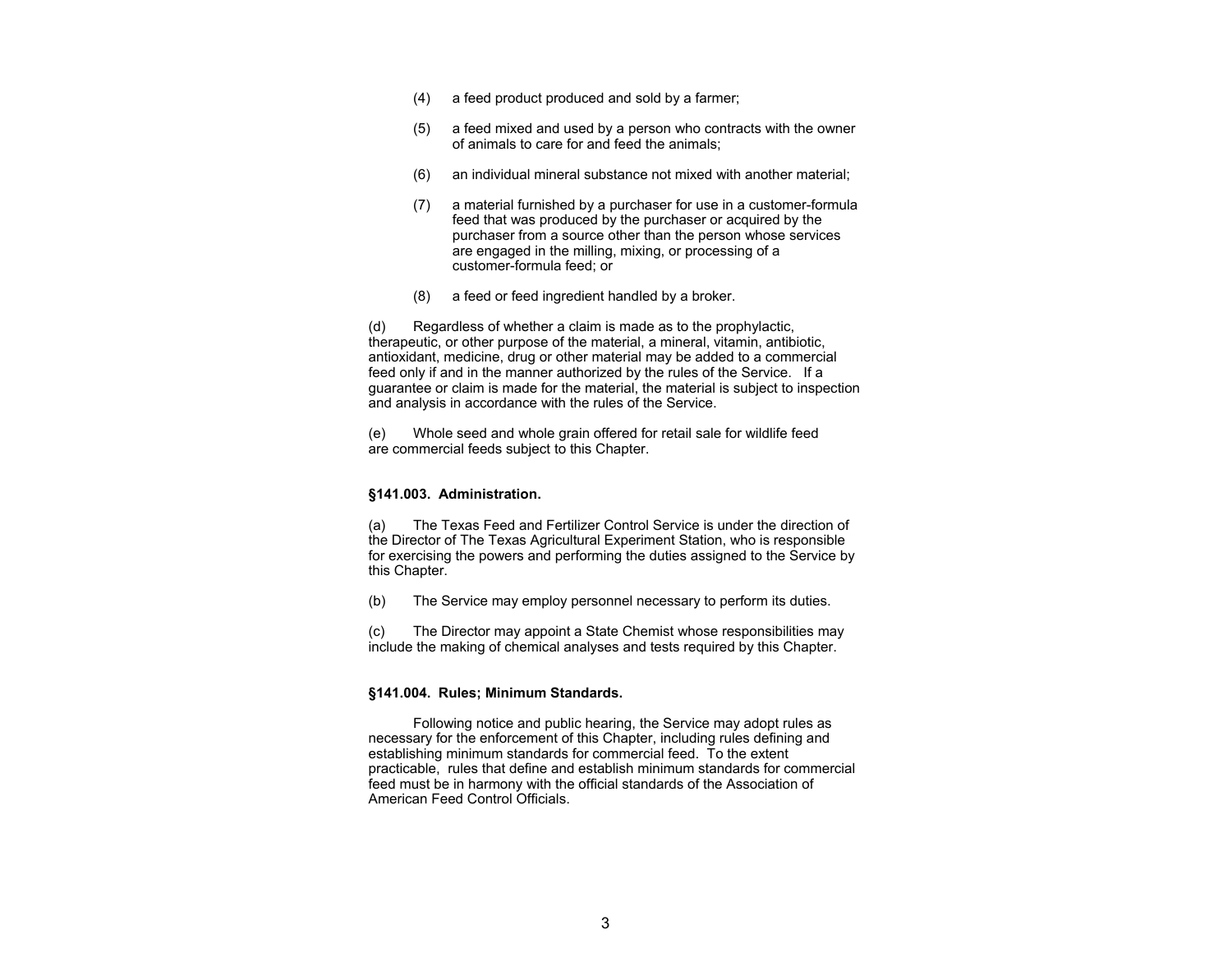(4) a feed product produced and sold by a farmer;

(5) a feed mixed and used by a person who contracts with the owner of animals to care for and feed the animals;

(6) an individual mineral substance not mixed with another material;

(7) a material furnished by a purchaser for use in a customer-formula feed that was produced by the purchaser or acquired by the purchaser from a source other than the person whose services are engaged in the milling, mixing, or processing of a customer-formula feed; or

(8) a feed or feed ingredient handled by a broker.

(d) Regardless of whether a claim is made as to the prophylactic, therapeutic, or other purpose of the material, a mineral, vitamin, antibiotic, antioxidant, medicine, drug or other material may be added to a commercial feed only if and in the manner authorized by the rules of the Service. If a guarantee or claim is made for the material, the material is subject to inspection and analysis in accordance with the rules of the Service.

(e) Whole seed and whole grain offered for retail sale for wildlife feed are commercial feeds subject to this Chapter.

**§141.003. Administration.**

(a) The Texas Feed and Fertilizer Control Service is under the direction of the Director of The Texas Agricultural Experiment Station, who is responsible for exercising the powers and performing the duties assigned to the Service by this Chapter.

(b) The Service may employ personnel necessary to perform its duties.

(c) The Director may appoint a State Chemist whose responsibilities may include the making of chemical analyses and tests required by this Chapter.

**§141.004. Rules; Minimum Standards.**

Following notice and public hearing, the Service may adopt rules as necessary for the enforcement of this Chapter, including rules defining and establishing minimum standards for commercial feed. To the extent practicable, rules that define and establish minimum standards for commercial feed must be in harmony with the official standards of the Association of American Feed Control Officials.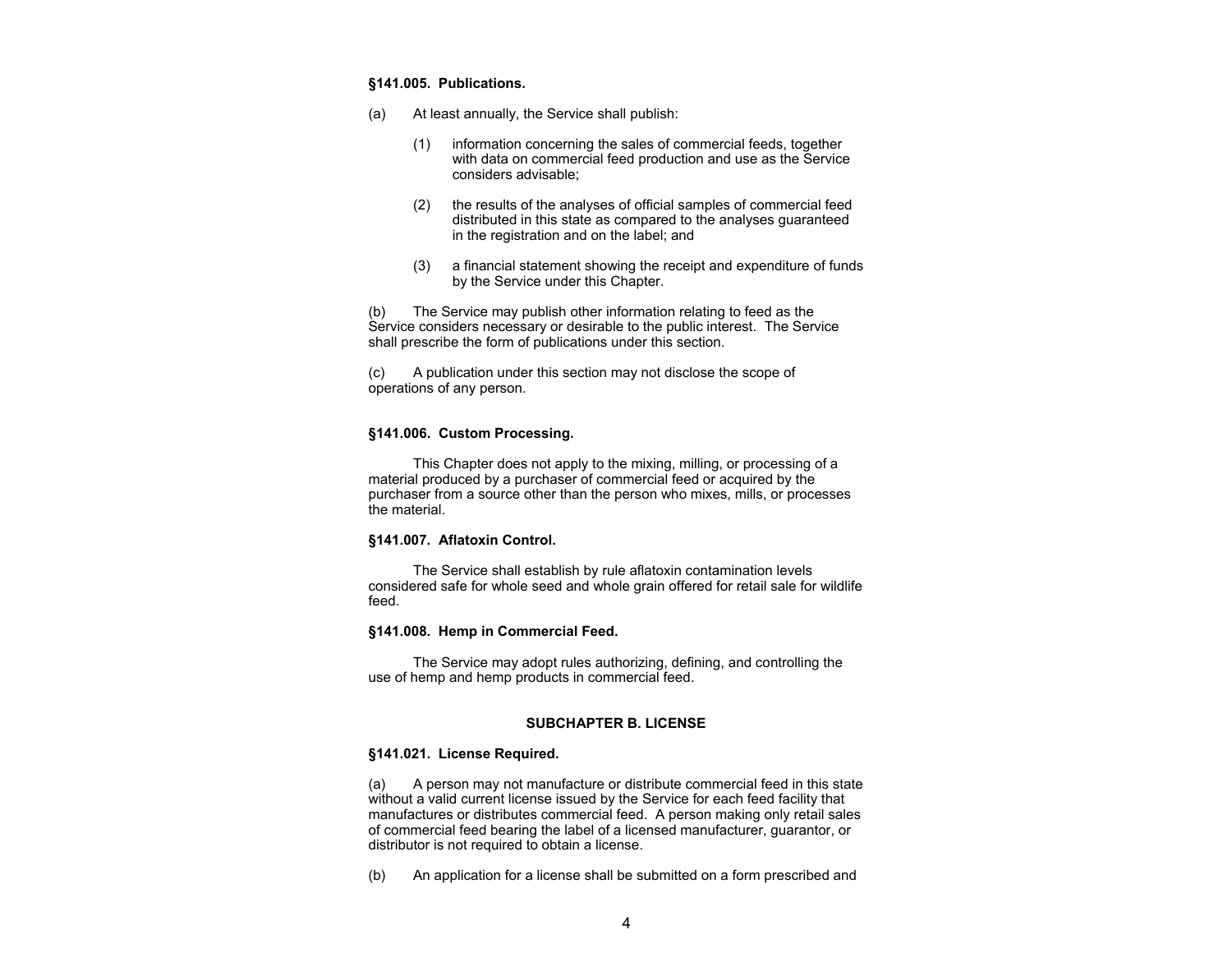**§141.005. Publications.**

(a) At least annually, the Service shall publish:

> (1) information concerning the sales of commercial feeds, together with data on commercial feed production and use as the Service considers advisable;
>
> (2) the results of the analyses of official samples of commercial feed distributed in this state as compared to the analyses guaranteed in the registration and on the label; and
>
> (3) a financial statement showing the receipt and expenditure of funds by the Service under this Chapter.

(b) The Service may publish other information relating to feed as the Service considers necessary or desirable to the public interest. The Service shall prescribe the form of publications under this section.

(c) A publication under this section may not disclose the scope of operations of any person.

**§141.006. Custom Processing.**

This Chapter does not apply to the mixing, milling, or processing of a material produced by a purchaser of commercial feed or acquired by the purchaser from a source other than the person who mixes, mills, or processes the material.

**§141.007. Aflatoxin Control.**

The Service shall establish by rule aflatoxin contamination levels considered safe for whole seed and whole grain offered for retail sale for wildlife feed.

**§141.008. Hemp in Commercial Feed.**

The Service may adopt rules authorizing, defining, and controlling the use of hemp and hemp products in commercial feed.

**SUBCHAPTER B. LICENSE**

**§141.021. License Required.**

(a) A person may not manufacture or distribute commercial feed in this state without a valid current license issued by the Service for each feed facility that manufactures or distributes commercial feed. A person making only retail sales of commercial feed bearing the label of a licensed manufacturer, guarantor, or distributor is not required to obtain a license.

(b) An application for a license shall be submitted on a form prescribed and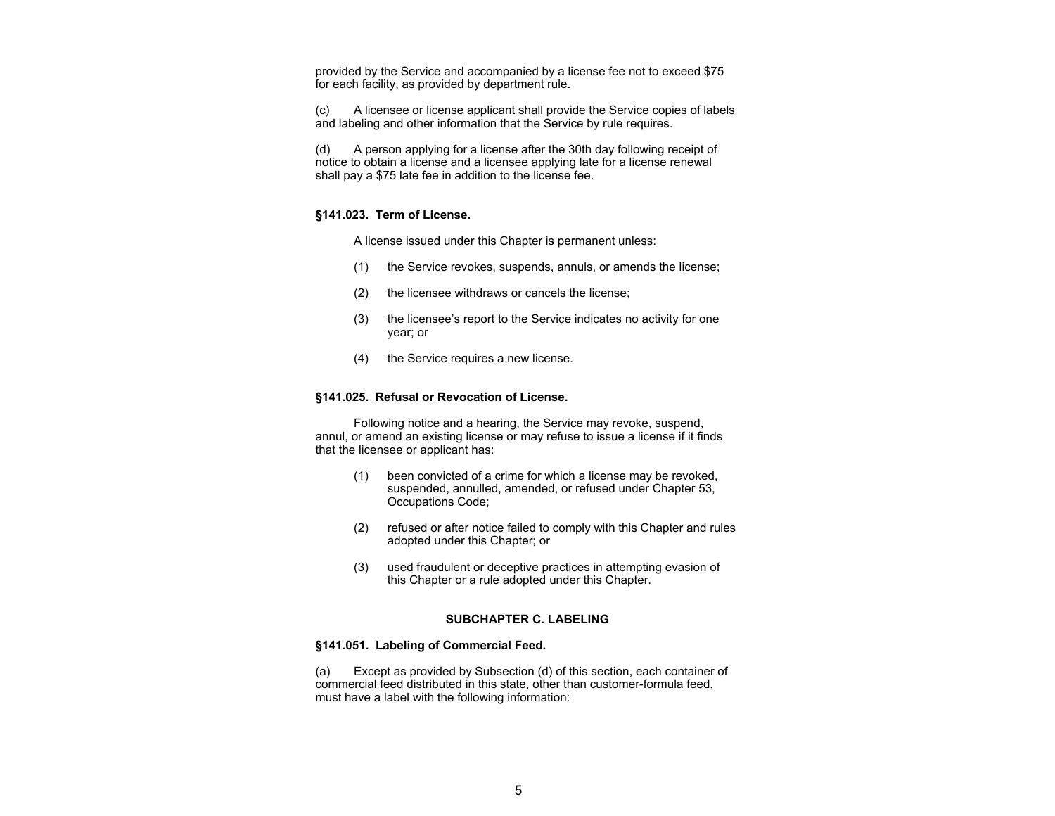provided by the Service and accompanied by a license fee not to exceed $75 for each facility, as provided by department rule.

(c) A licensee or license applicant shall provide the Service copies of labels and labeling and other information that the Service by rule requires.

(d) A person applying for a license after the 30th day following receipt of notice to obtain a license and a licensee applying late for a license renewal shall pay a $75 late fee in addition to the license fee.

**§141.023. Term of License.**

A license issued under this Chapter is permanent unless:

(1) the Service revokes, suspends, annuls, or amends the license;

(2) the licensee withdraws or cancels the license;

(3) the licensee's report to the Service indicates no activity for one year; or

(4) the Service requires a new license.

**§141.025. Refusal or Revocation of License.**

Following notice and a hearing, the Service may revoke, suspend, annul, or amend an existing license or may refuse to issue a license if it finds that the licensee or applicant has:

(1) been convicted of a crime for which a license may be revoked, suspended, annulled, amended, or refused under Chapter 53, Occupations Code;

(2) refused or after notice failed to comply with this Chapter and rules adopted under this Chapter; or

(3) used fraudulent or deceptive practices in attempting evasion of this Chapter or a rule adopted under this Chapter.

**SUBCHAPTER C. LABELING**

**§141.051. Labeling of Commercial Feed.**

(a) Except as provided by Subsection (d) of this section, each container of commercial feed distributed in this state, other than customer-formula feed, must have a label with the following information: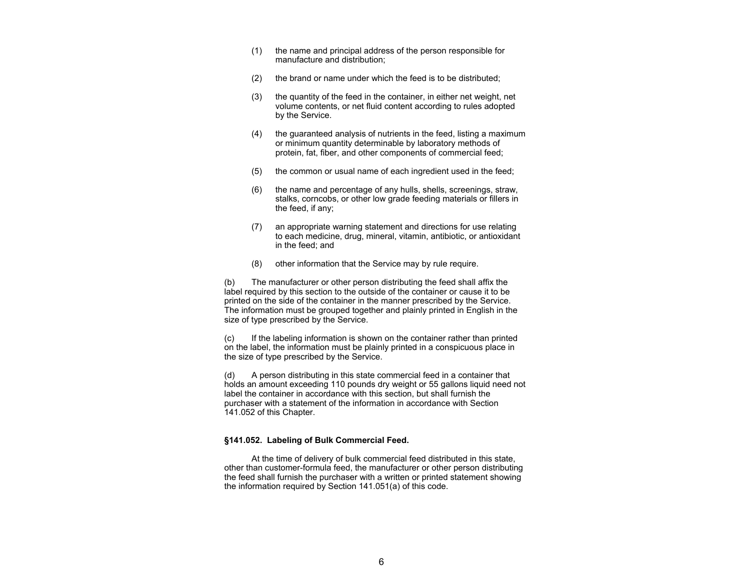(1) the name and principal address of the person responsible for manufacture and distribution;

(2) the brand or name under which the feed is to be distributed;

(3) the quantity of the feed in the container, in either net weight, net volume contents, or net fluid content according to rules adopted by the Service.

(4) the guaranteed analysis of nutrients in the feed, listing a maximum or minimum quantity determinable by laboratory methods of protein, fat, fiber, and other components of commercial feed;

(5) the common or usual name of each ingredient used in the feed;

(6) the name and percentage of any hulls, shells, screenings, straw, stalks, corncobs, or other low grade feeding materials or fillers in the feed, if any;

(7) an appropriate warning statement and directions for use relating to each medicine, drug, mineral, vitamin, antibiotic, or antioxidant in the feed; and

(8) other information that the Service may by rule require.

(b) The manufacturer or other person distributing the feed shall affix the label required by this section to the outside of the container or cause it to be printed on the side of the container in the manner prescribed by the Service. The information must be grouped together and plainly printed in English in the size of type prescribed by the Service.

(c) If the labeling information is shown on the container rather than printed on the label, the information must be plainly printed in a conspicuous place in the size of type prescribed by the Service.

(d) A person distributing in this state commercial feed in a container that holds an amount exceeding 110 pounds dry weight or 55 gallons liquid need not label the container in accordance with this section, but shall furnish the purchaser with a statement of the information in accordance with Section 141.052 of this Chapter.

**§141.052. Labeling of Bulk Commercial Feed.**

At the time of delivery of bulk commercial feed distributed in this state, other than customer-formula feed, the manufacturer or other person distributing the feed shall furnish the purchaser with a written or printed statement showing the information required by Section 141.051(a) of this code.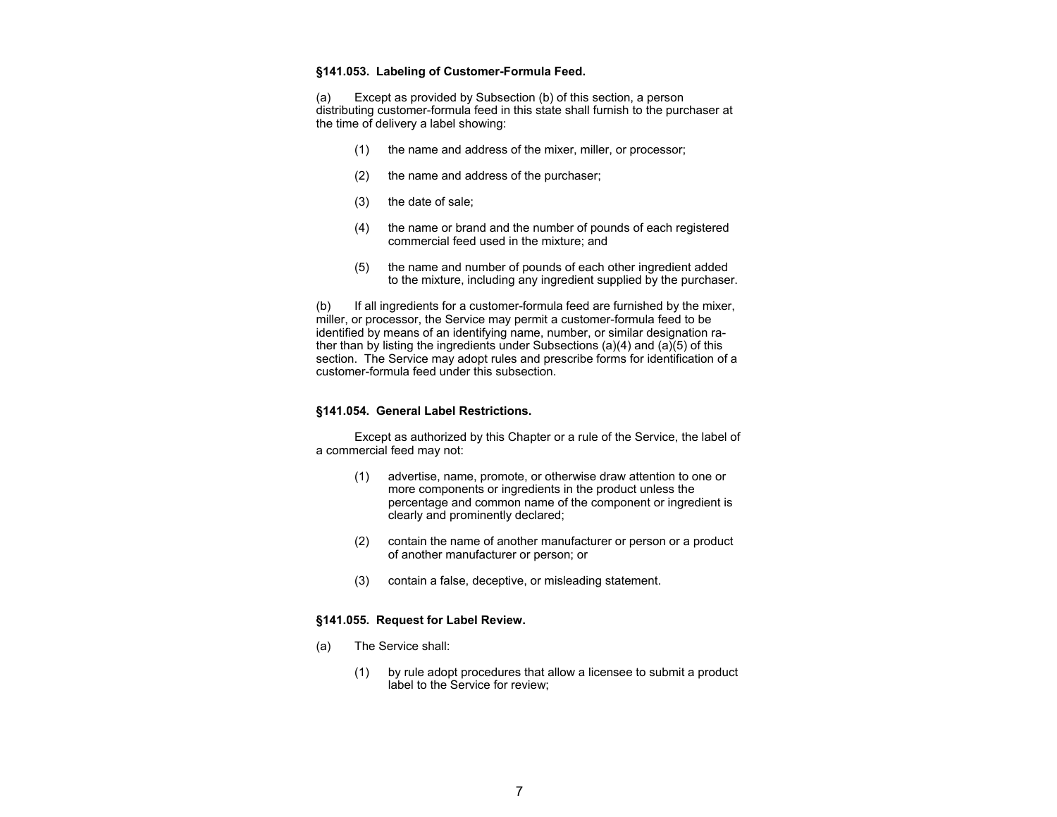### §141.053. Labeling of Customer-Formula Feed.

(a) Except as provided by Subsection (b) of this section, a person distributing customer-formula feed in this state shall furnish to the purchaser at the time of delivery a label showing:

(1) the name and address of the mixer, miller, or processor;

(2) the name and address of the purchaser;

(3) the date of sale;

(4) the name or brand and the number of pounds of each registered commercial feed used in the mixture; and

(5) the name and number of pounds of each other ingredient added to the mixture, including any ingredient supplied by the purchaser.

(b) If all ingredients for a customer-formula feed are furnished by the mixer, miller, or processor, the Service may permit a customer-formula feed to be identified by means of an identifying name, number, or similar designation rather than by listing the ingredients under Subsections (a)(4) and (a)(5) of this section. The Service may adopt rules and prescribe forms for identification of a customer-formula feed under this subsection.

### §141.054. General Label Restrictions.

Except as authorized by this Chapter or a rule of the Service, the label of a commercial feed may not:

(1) advertise, name, promote, or otherwise draw attention to one or more components or ingredients in the product unless the percentage and common name of the component or ingredient is clearly and prominently declared;

(2) contain the name of another manufacturer or person or a product of another manufacturer or person; or

(3) contain a false, deceptive, or misleading statement.

### §141.055. Request for Label Review.

(a) The Service shall:

(1) by rule adopt procedures that allow a licensee to submit a product label to the Service for review;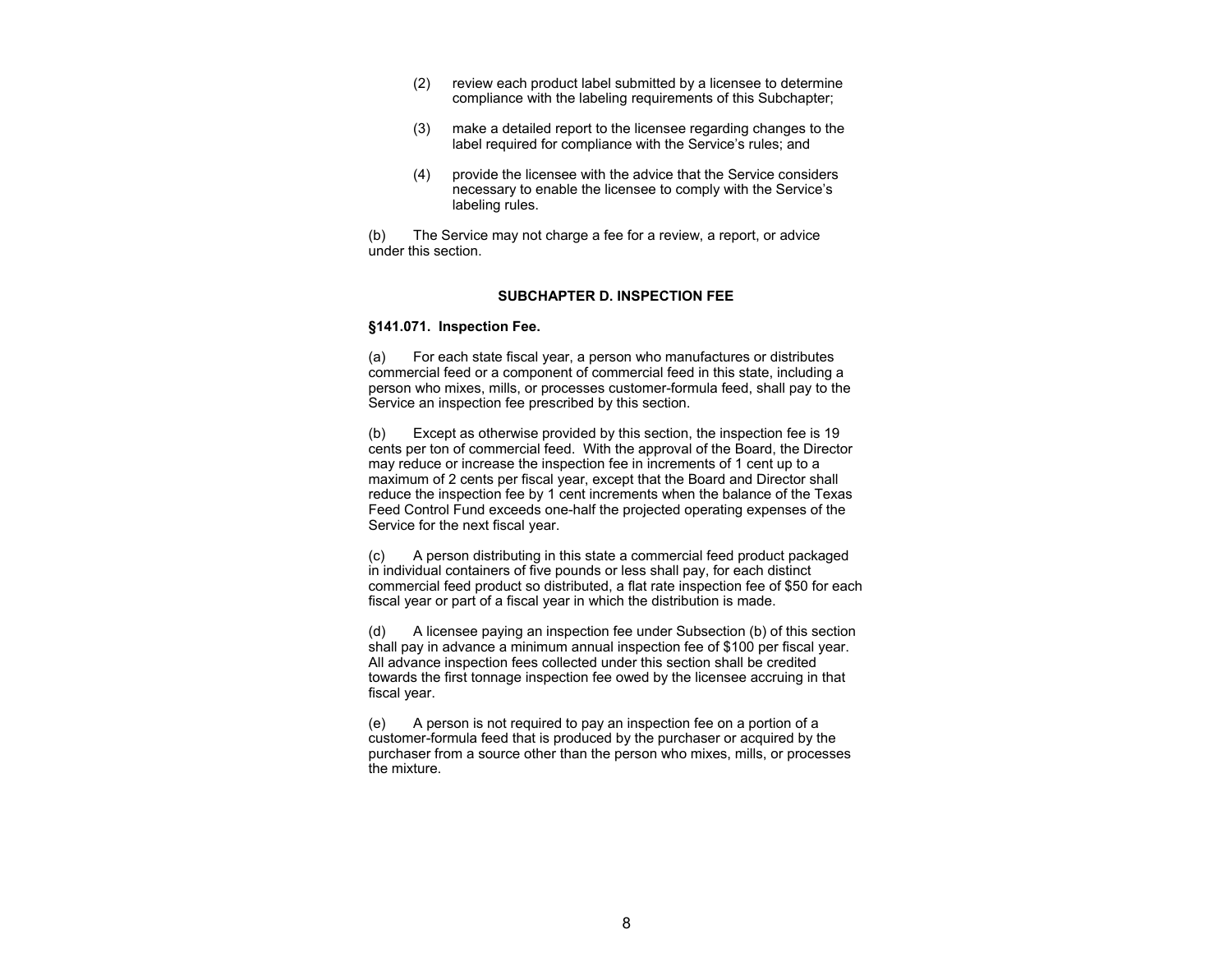(2) review each product label submitted by a licensee to determine compliance with the labeling requirements of this Subchapter;

(3) make a detailed report to the licensee regarding changes to the label required for compliance with the Service's rules; and

(4) provide the licensee with the advice that the Service considers necessary to enable the licensee to comply with the Service's labeling rules.

(b) The Service may not charge a fee for a review, a report, or advice under this section.

## SUBCHAPTER D. INSPECTION FEE

### §141.071. Inspection Fee.

(a) For each state fiscal year, a person who manufactures or distributes commercial feed or a component of commercial feed in this state, including a person who mixes, mills, or processes customer-formula feed, shall pay to the Service an inspection fee prescribed by this section.

(b) Except as otherwise provided by this section, the inspection fee is 19 cents per ton of commercial feed. With the approval of the Board, the Director may reduce or increase the inspection fee in increments of 1 cent up to a maximum of 2 cents per fiscal year, except that the Board and Director shall reduce the inspection fee by 1 cent increments when the balance of the Texas Feed Control Fund exceeds one-half the projected operating expenses of the Service for the next fiscal year.

(c) A person distributing in this state a commercial feed product packaged in individual containers of five pounds or less shall pay, for each distinct commercial feed product so distributed, a flat rate inspection fee of $50 for each fiscal year or part of a fiscal year in which the distribution is made.

(d) A licensee paying an inspection fee under Subsection (b) of this section shall pay in advance a minimum annual inspection fee of $100 per fiscal year. All advance inspection fees collected under this section shall be credited towards the first tonnage inspection fee owed by the licensee accruing in that fiscal year.

(e) A person is not required to pay an inspection fee on a portion of a customer-formula feed that is produced by the purchaser or acquired by the purchaser from a source other than the person who mixes, mills, or processes the mixture.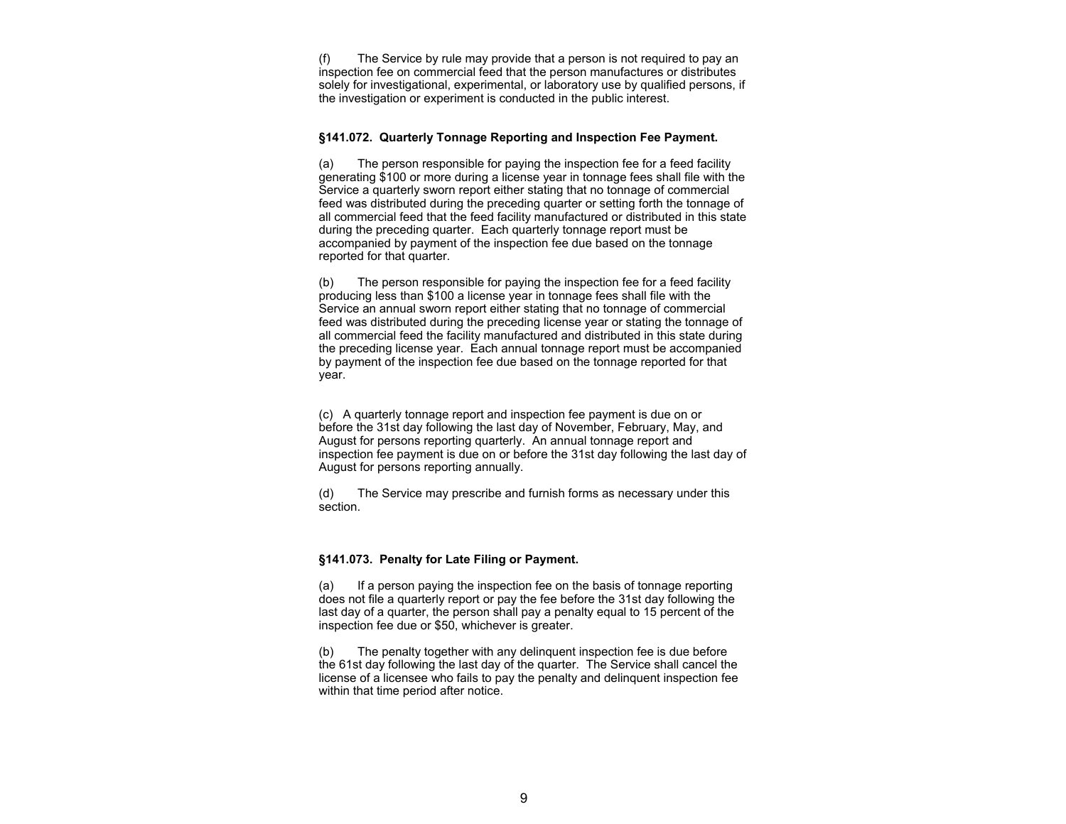(f) The Service by rule may provide that a person is not required to pay an inspection fee on commercial feed that the person manufactures or distributes solely for investigational, experimental, or laboratory use by qualified persons, if the investigation or experiment is conducted in the public interest.

**§141.072. Quarterly Tonnage Reporting and Inspection Fee Payment.**

(a) The person responsible for paying the inspection fee for a feed facility generating $100 or more during a license year in tonnage fees shall file with the Service a quarterly sworn report either stating that no tonnage of commercial feed was distributed during the preceding quarter or setting forth the tonnage of all commercial feed that the feed facility manufactured or distributed in this state during the preceding quarter. Each quarterly tonnage report must be accompanied by payment of the inspection fee due based on the tonnage reported for that quarter.

(b) The person responsible for paying the inspection fee for a feed facility producing less than $100 a license year in tonnage fees shall file with the Service an annual sworn report either stating that no tonnage of commercial feed was distributed during the preceding license year or stating the tonnage of all commercial feed the facility manufactured and distributed in this state during the preceding license year. Each annual tonnage report must be accompanied by payment of the inspection fee due based on the tonnage reported for that year.

(c) A quarterly tonnage report and inspection fee payment is due on or before the 31st day following the last day of November, February, May, and August for persons reporting quarterly. An annual tonnage report and inspection fee payment is due on or before the 31st day following the last day of August for persons reporting annually.

(d) The Service may prescribe and furnish forms as necessary under this section.

**§141.073. Penalty for Late Filing or Payment.**

(a) If a person paying the inspection fee on the basis of tonnage reporting does not file a quarterly report or pay the fee before the 31st day following the last day of a quarter, the person shall pay a penalty equal to 15 percent of the inspection fee due or $50, whichever is greater.

(b) The penalty together with any delinquent inspection fee is due before the 61st day following the last day of the quarter. The Service shall cancel the license of a licensee who fails to pay the penalty and delinquent inspection fee within that time period after notice.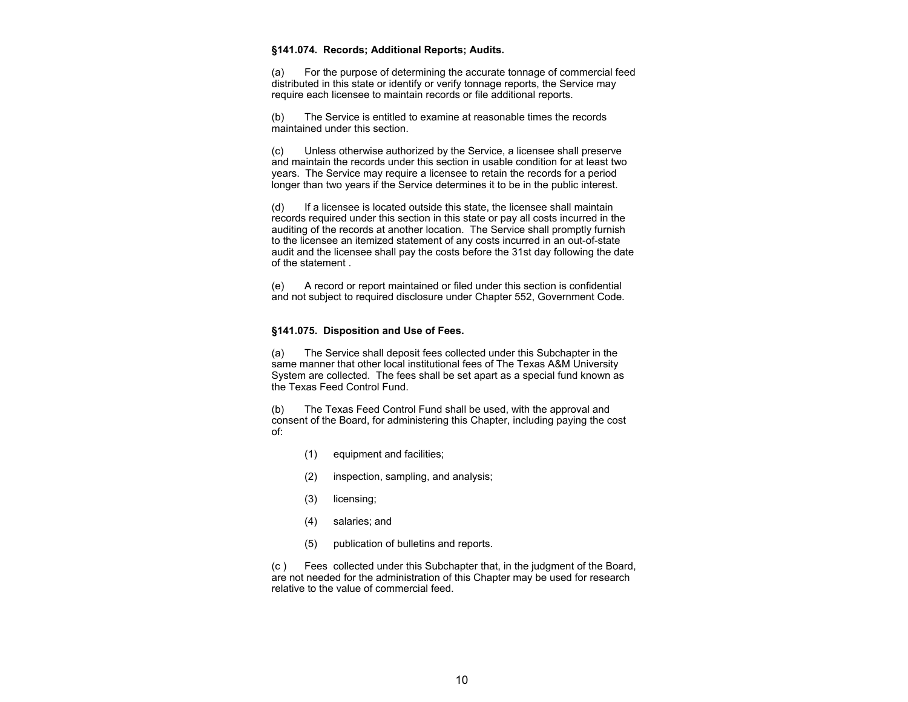**§141.074. Records; Additional Reports; Audits.**

(a) For the purpose of determining the accurate tonnage of commercial feed distributed in this state or identify or verify tonnage reports, the Service may require each licensee to maintain records or file additional reports.

(b) The Service is entitled to examine at reasonable times the records maintained under this section.

(c) Unless otherwise authorized by the Service, a licensee shall preserve and maintain the records under this section in usable condition for at least two years. The Service may require a licensee to retain the records for a period longer than two years if the Service determines it to be in the public interest.

(d) If a licensee is located outside this state, the licensee shall maintain records required under this section in this state or pay all costs incurred in the auditing of the records at another location. The Service shall promptly furnish to the licensee an itemized statement of any costs incurred in an out-of-state audit and the licensee shall pay the costs before the 31st day following the date of the statement .

(e) A record or report maintained or filed under this section is confidential and not subject to required disclosure under Chapter 552, Government Code.

**§141.075. Disposition and Use of Fees.**

(a) The Service shall deposit fees collected under this Subchapter in the same manner that other local institutional fees of The Texas A&M University System are collected. The fees shall be set apart as a special fund known as the Texas Feed Control Fund.

(b) The Texas Feed Control Fund shall be used, with the approval and consent of the Board, for administering this Chapter, including paying the cost of:

(1) equipment and facilities;

(2) inspection, sampling, and analysis;

(3) licensing;

(4) salaries; and

(5) publication of bulletins and reports.

(c ) Fees collected under this Subchapter that, in the judgment of the Board, are not needed for the administration of this Chapter may be used for research relative to the value of commercial feed.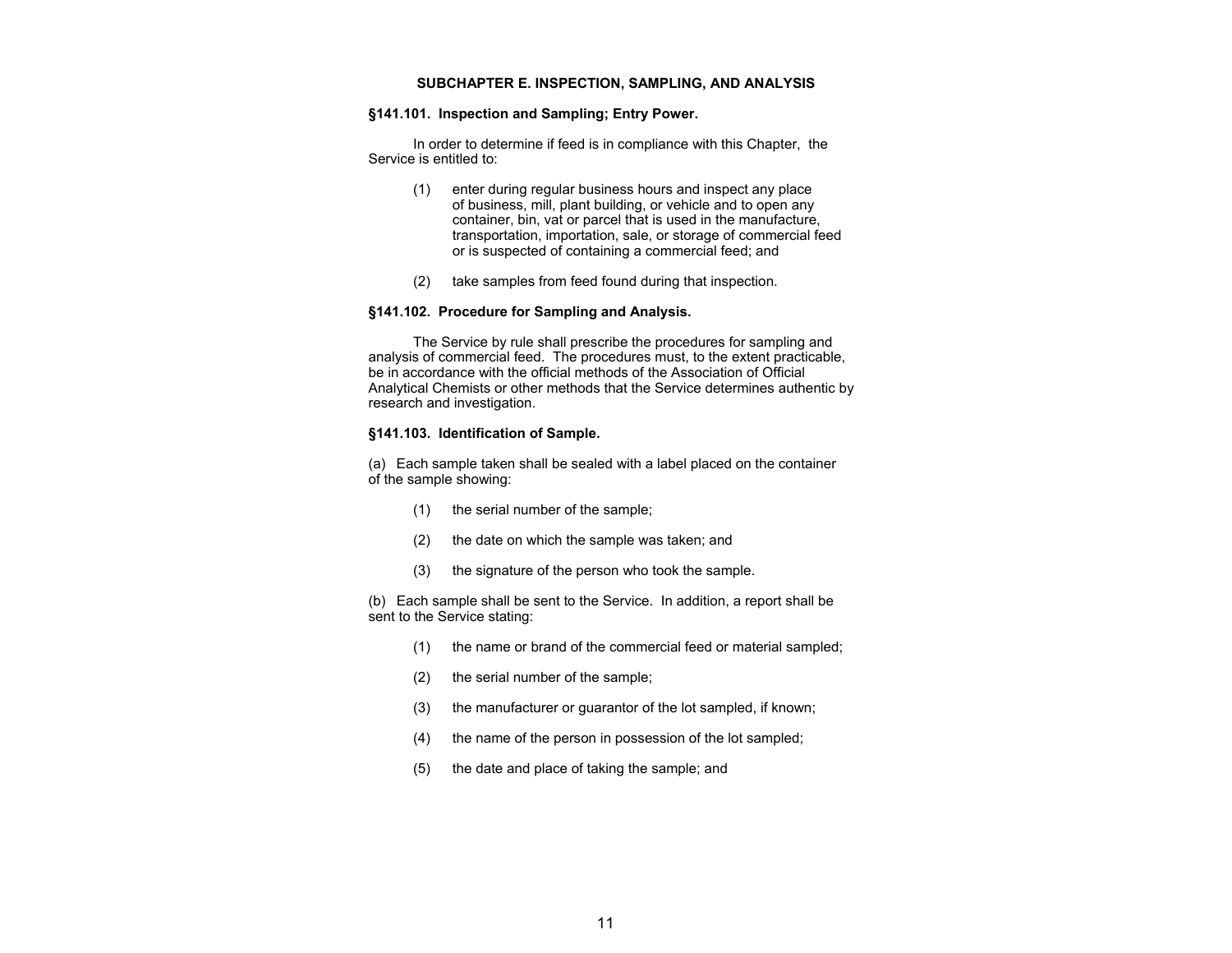## SUBCHAPTER E. INSPECTION, SAMPLING, AND ANALYSIS

### §141.101. Inspection and Sampling; Entry Power.

In order to determine if feed is in compliance with this Chapter, the Service is entitled to:

(1) enter during regular business hours and inspect any place of business, mill, plant building, or vehicle and to open any container, bin, vat or parcel that is used in the manufacture, transportation, importation, sale, or storage of commercial feed or is suspected of containing a commercial feed; and

(2) take samples from feed found during that inspection.

### §141.102. Procedure for Sampling and Analysis.

The Service by rule shall prescribe the procedures for sampling and analysis of commercial feed. The procedures must, to the extent practicable, be in accordance with the official methods of the Association of Official Analytical Chemists or other methods that the Service determines authentic by research and investigation.

### §141.103. Identification of Sample.

(a) Each sample taken shall be sealed with a label placed on the container of the sample showing:

(1) the serial number of the sample;

(2) the date on which the sample was taken; and

(3) the signature of the person who took the sample.

(b) Each sample shall be sent to the Service. In addition, a report shall be sent to the Service stating:

(1) the name or brand of the commercial feed or material sampled;

(2) the serial number of the sample;

(3) the manufacturer or guarantor of the lot sampled, if known;

(4) the name of the person in possession of the lot sampled;

(5) the date and place of taking the sample; and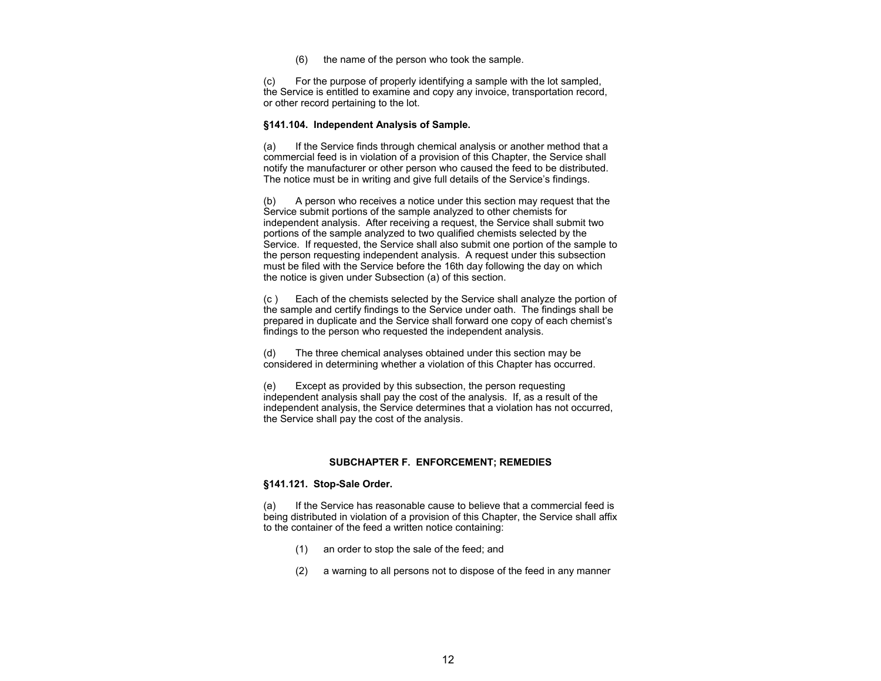(6) the name of the person who took the sample.

(c) For the purpose of properly identifying a sample with the lot sampled, the Service is entitled to examine and copy any invoice, transportation record, or other record pertaining to the lot.

**§141.104. Independent Analysis of Sample.**

(a) If the Service finds through chemical analysis or another method that a commercial feed is in violation of a provision of this Chapter, the Service shall notify the manufacturer or other person who caused the feed to be distributed. The notice must be in writing and give full details of the Service's findings.

(b) A person who receives a notice under this section may request that the Service submit portions of the sample analyzed to other chemists for independent analysis. After receiving a request, the Service shall submit two portions of the sample analyzed to two qualified chemists selected by the Service. If requested, the Service shall also submit one portion of the sample to the person requesting independent analysis. A request under this subsection must be filed with the Service before the 16th day following the day on which the notice is given under Subsection (a) of this section.

(c ) Each of the chemists selected by the Service shall analyze the portion of the sample and certify findings to the Service under oath. The findings shall be prepared in duplicate and the Service shall forward one copy of each chemist's findings to the person who requested the independent analysis.

(d) The three chemical analyses obtained under this section may be considered in determining whether a violation of this Chapter has occurred.

(e) Except as provided by this subsection, the person requesting independent analysis shall pay the cost of the analysis. If, as a result of the independent analysis, the Service determines that a violation has not occurred, the Service shall pay the cost of the analysis.

## SUBCHAPTER F. ENFORCEMENT; REMEDIES

**§141.121. Stop-Sale Order.**

(a) If the Service has reasonable cause to believe that a commercial feed is being distributed in violation of a provision of this Chapter, the Service shall affix to the container of the feed a written notice containing:

(1) an order to stop the sale of the feed; and

(2) a warning to all persons not to dispose of the feed in any manner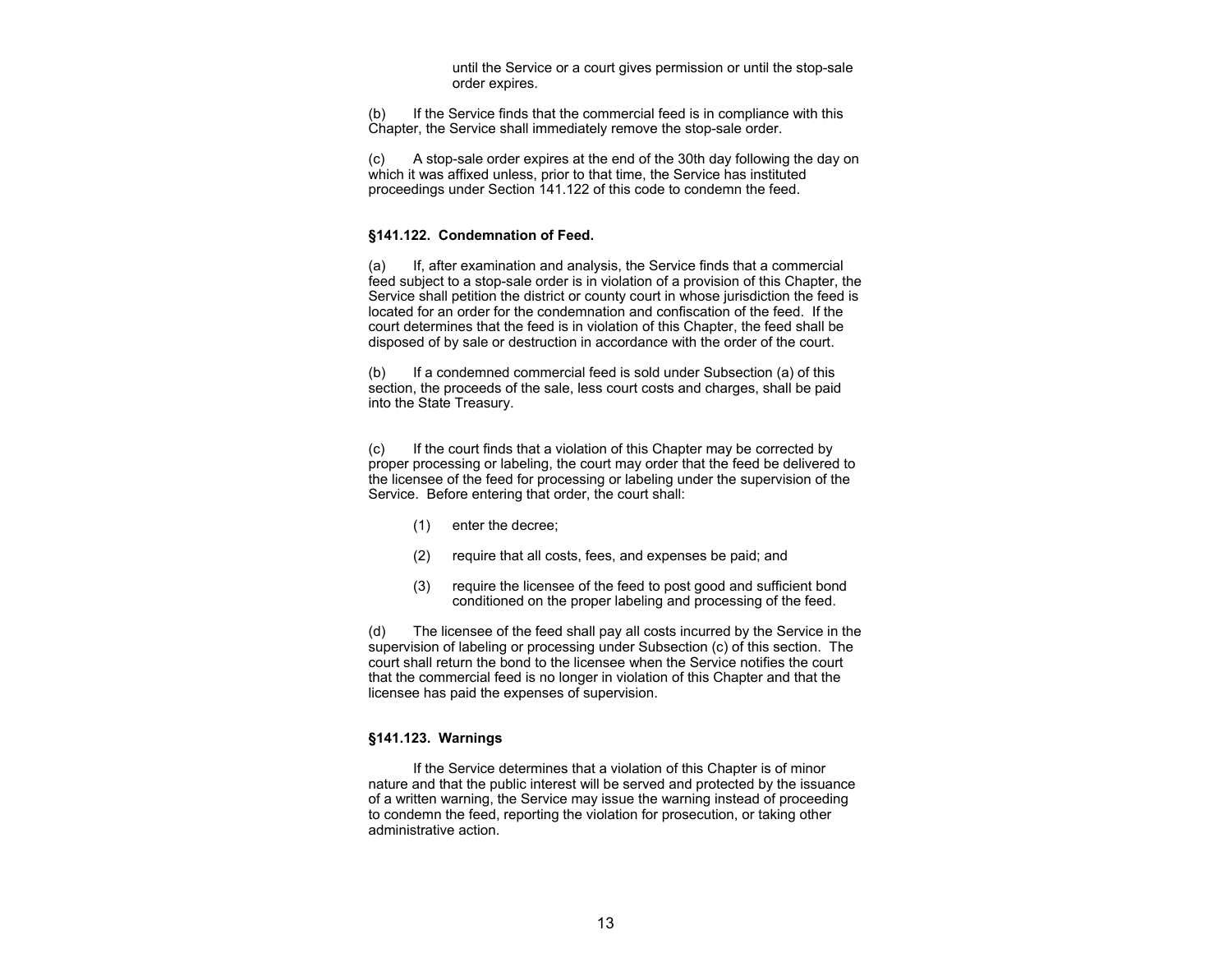until the Service or a court gives permission or until the stop-sale order expires.

(b) If the Service finds that the commercial feed is in compliance with this Chapter, the Service shall immediately remove the stop-sale order.

(c) A stop-sale order expires at the end of the 30th day following the day on which it was affixed unless, prior to that time, the Service has instituted proceedings under Section 141.122 of this code to condemn the feed.

**§141.122. Condemnation of Feed.**

(a) If, after examination and analysis, the Service finds that a commercial feed subject to a stop-sale order is in violation of a provision of this Chapter, the Service shall petition the district or county court in whose jurisdiction the feed is located for an order for the condemnation and confiscation of the feed. If the court determines that the feed is in violation of this Chapter, the feed shall be disposed of by sale or destruction in accordance with the order of the court.

(b) If a condemned commercial feed is sold under Subsection (a) of this section, the proceeds of the sale, less court costs and charges, shall be paid into the State Treasury.

(c) If the court finds that a violation of this Chapter may be corrected by proper processing or labeling, the court may order that the feed be delivered to the licensee of the feed for processing or labeling under the supervision of the Service. Before entering that order, the court shall:

(1) enter the decree;

(2) require that all costs, fees, and expenses be paid; and

(3) require the licensee of the feed to post good and sufficient bond conditioned on the proper labeling and processing of the feed.

(d) The licensee of the feed shall pay all costs incurred by the Service in the supervision of labeling or processing under Subsection (c) of this section. The court shall return the bond to the licensee when the Service notifies the court that the commercial feed is no longer in violation of this Chapter and that the licensee has paid the expenses of supervision.

**§141.123. Warnings**

If the Service determines that a violation of this Chapter is of minor nature and that the public interest will be served and protected by the issuance of a written warning, the Service may issue the warning instead of proceeding to condemn the feed, reporting the violation for prosecution, or taking other administrative action.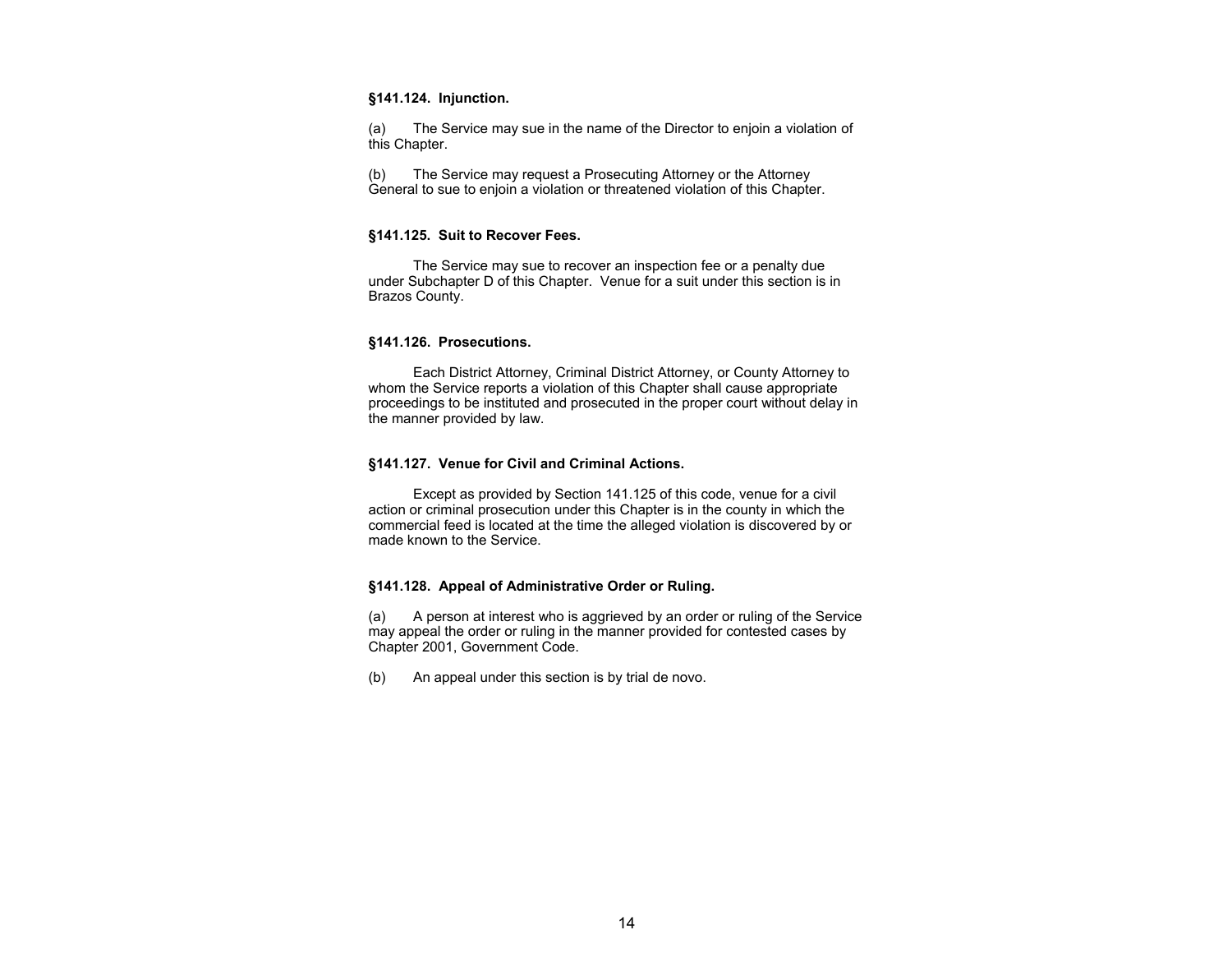### §141.124. Injunction.

(a) The Service may sue in the name of the Director to enjoin a violation of this Chapter.

(b) The Service may request a Prosecuting Attorney or the Attorney General to sue to enjoin a violation or threatened violation of this Chapter.

### §141.125. Suit to Recover Fees.

The Service may sue to recover an inspection fee or a penalty due under Subchapter D of this Chapter. Venue for a suit under this section is in Brazos County.

### §141.126. Prosecutions.

Each District Attorney, Criminal District Attorney, or County Attorney to whom the Service reports a violation of this Chapter shall cause appropriate proceedings to be instituted and prosecuted in the proper court without delay in the manner provided by law.

### §141.127. Venue for Civil and Criminal Actions.

Except as provided by Section 141.125 of this code, venue for a civil action or criminal prosecution under this Chapter is in the county in which the commercial feed is located at the time the alleged violation is discovered by or made known to the Service.

### §141.128. Appeal of Administrative Order or Ruling.

(a) A person at interest who is aggrieved by an order or ruling of the Service may appeal the order or ruling in the manner provided for contested cases by Chapter 2001, Government Code.

(b) An appeal under this section is by trial de novo.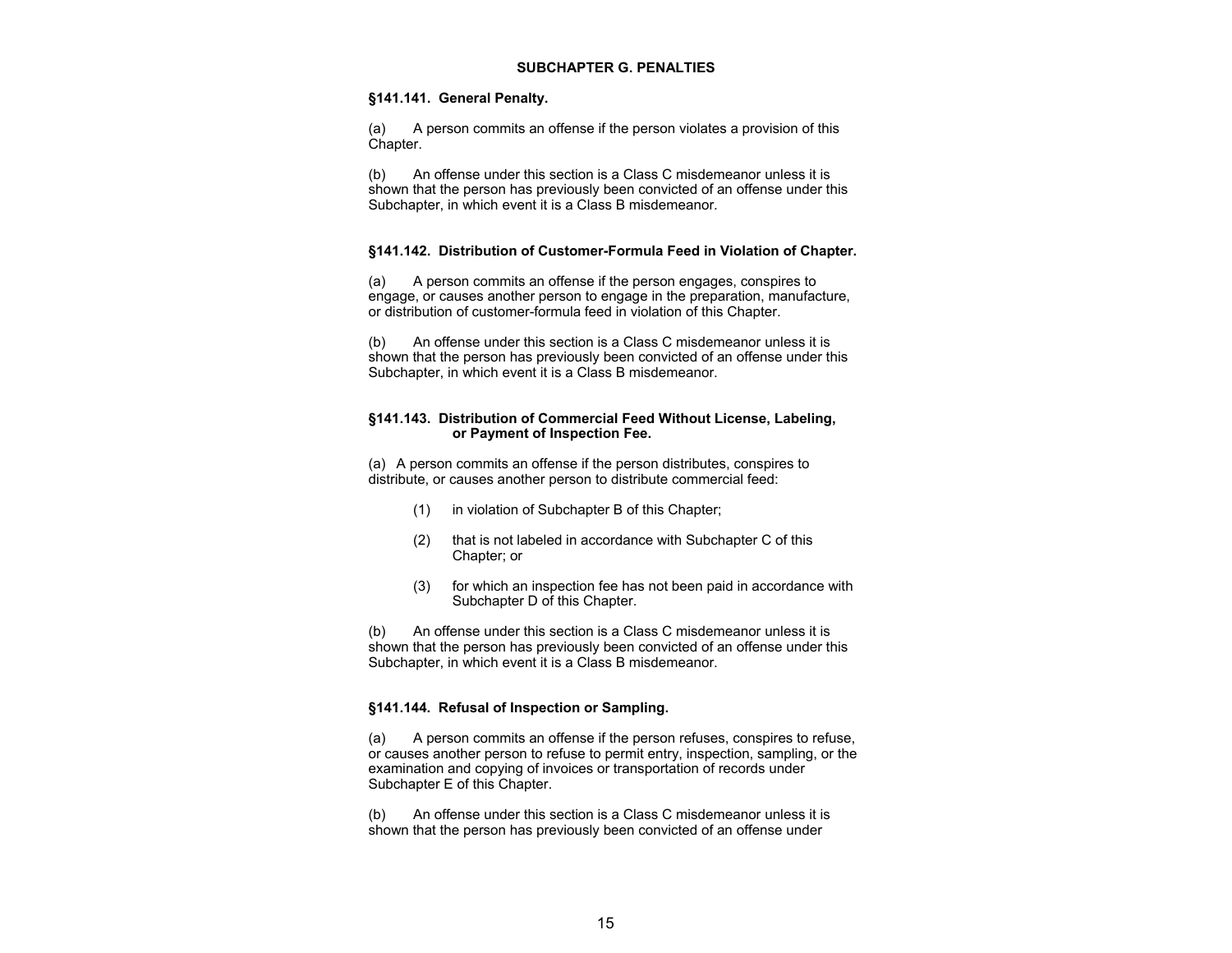## SUBCHAPTER G. PENALTIES

### §141.141. General Penalty.

(a) A person commits an offense if the person violates a provision of this Chapter.

(b) An offense under this section is a Class C misdemeanor unless it is shown that the person has previously been convicted of an offense under this Subchapter, in which event it is a Class B misdemeanor.

### §141.142. Distribution of Customer-Formula Feed in Violation of Chapter.

(a) A person commits an offense if the person engages, conspires to engage, or causes another person to engage in the preparation, manufacture, or distribution of customer-formula feed in violation of this Chapter.

(b) An offense under this section is a Class C misdemeanor unless it is shown that the person has previously been convicted of an offense under this Subchapter, in which event it is a Class B misdemeanor.

### §141.143. Distribution of Commercial Feed Without License, Labeling, or Payment of Inspection Fee.

(a) A person commits an offense if the person distributes, conspires to distribute, or causes another person to distribute commercial feed:

(1) in violation of Subchapter B of this Chapter;

(2) that is not labeled in accordance with Subchapter C of this Chapter; or

(3) for which an inspection fee has not been paid in accordance with Subchapter D of this Chapter.

(b) An offense under this section is a Class C misdemeanor unless it is shown that the person has previously been convicted of an offense under this Subchapter, in which event it is a Class B misdemeanor.

### §141.144. Refusal of Inspection or Sampling.

(a) A person commits an offense if the person refuses, conspires to refuse, or causes another person to refuse to permit entry, inspection, sampling, or the examination and copying of invoices or transportation of records under Subchapter E of this Chapter.

(b) An offense under this section is a Class C misdemeanor unless it is shown that the person has previously been convicted of an offense under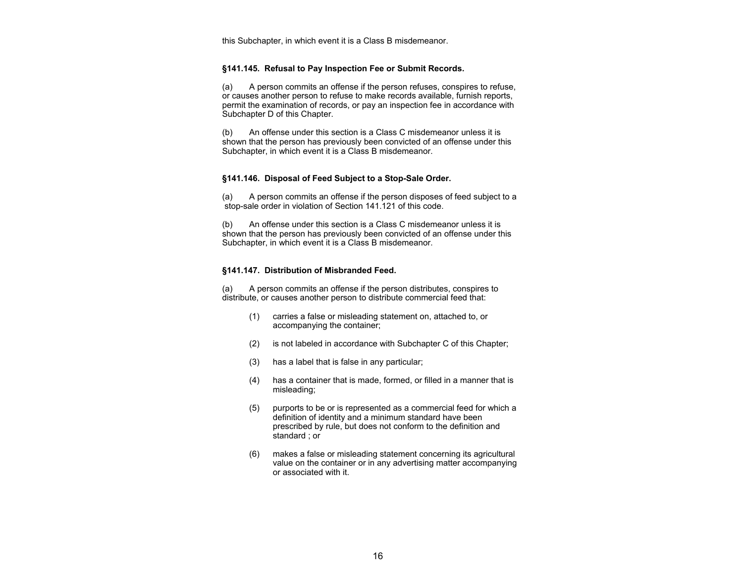this Subchapter, in which event it is a Class B misdemeanor.

**§141.145. Refusal to Pay Inspection Fee or Submit Records.**

(a) A person commits an offense if the person refuses, conspires to refuse, or causes another person to refuse to make records available, furnish reports, permit the examination of records, or pay an inspection fee in accordance with Subchapter D of this Chapter.

(b) An offense under this section is a Class C misdemeanor unless it is shown that the person has previously been convicted of an offense under this Subchapter, in which event it is a Class B misdemeanor.

**§141.146. Disposal of Feed Subject to a Stop-Sale Order.**

(a) A person commits an offense if the person disposes of feed subject to a stop-sale order in violation of Section 141.121 of this code.

(b) An offense under this section is a Class C misdemeanor unless it is shown that the person has previously been convicted of an offense under this Subchapter, in which event it is a Class B misdemeanor.

**§141.147. Distribution of Misbranded Feed.**

(a) A person commits an offense if the person distributes, conspires to distribute, or causes another person to distribute commercial feed that:

(1) carries a false or misleading statement on, attached to, or accompanying the container;

(2) is not labeled in accordance with Subchapter C of this Chapter;

(3) has a label that is false in any particular;

(4) has a container that is made, formed, or filled in a manner that is misleading;

(5) purports to be or is represented as a commercial feed for which a definition of identity and a minimum standard have been prescribed by rule, but does not conform to the definition and standard ; or

(6) makes a false or misleading statement concerning its agricultural value on the container or in any advertising matter accompanying or associated with it.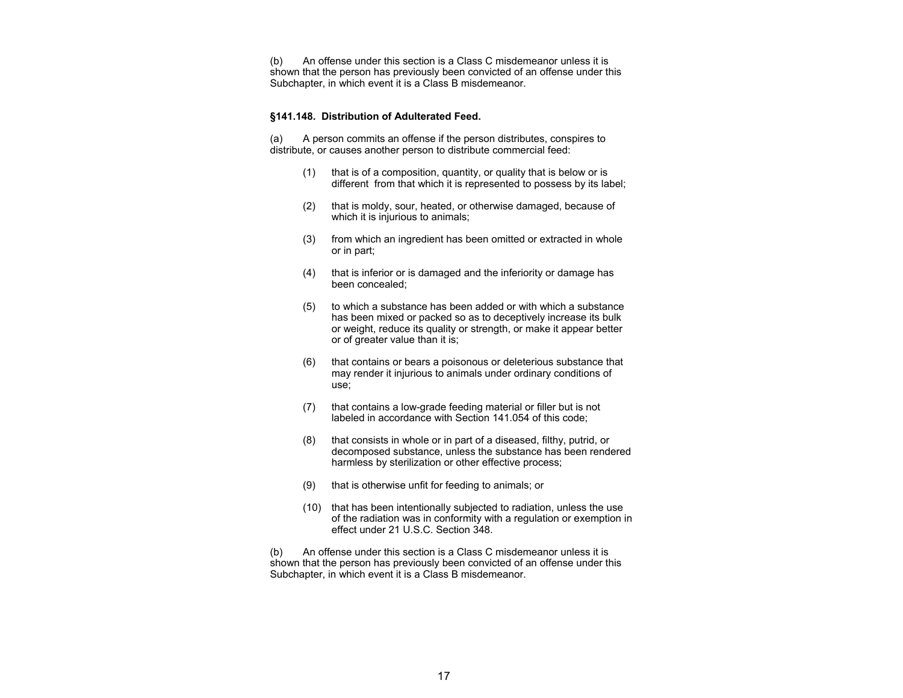(b) An offense under this section is a Class C misdemeanor unless it is shown that the person has previously been convicted of an offense under this Subchapter, in which event it is a Class B misdemeanor.

### §141.148. Distribution of Adulterated Feed.

(a) A person commits an offense if the person distributes, conspires to distribute, or causes another person to distribute commercial feed:

(1) that is of a composition, quantity, or quality that is below or is different from that which it is represented to possess by its label;

(2) that is moldy, sour, heated, or otherwise damaged, because of which it is injurious to animals;

(3) from which an ingredient has been omitted or extracted in whole or in part;

(4) that is inferior or is damaged and the inferiority or damage has been concealed;

(5) to which a substance has been added or with which a substance has been mixed or packed so as to deceptively increase its bulk or weight, reduce its quality or strength, or make it appear better or of greater value than it is;

(6) that contains or bears a poisonous or deleterious substance that may render it injurious to animals under ordinary conditions of use;

(7) that contains a low-grade feeding material or filler but is not labeled in accordance with Section 141.054 of this code;

(8) that consists in whole or in part of a diseased, filthy, putrid, or decomposed substance, unless the substance has been rendered harmless by sterilization or other effective process;

(9) that is otherwise unfit for feeding to animals; or

(10) that has been intentionally subjected to radiation, unless the use of the radiation was in conformity with a regulation or exemption in effect under 21 U.S.C. Section 348.

(b) An offense under this section is a Class C misdemeanor unless it is shown that the person has previously been convicted of an offense under this Subchapter, in which event it is a Class B misdemeanor.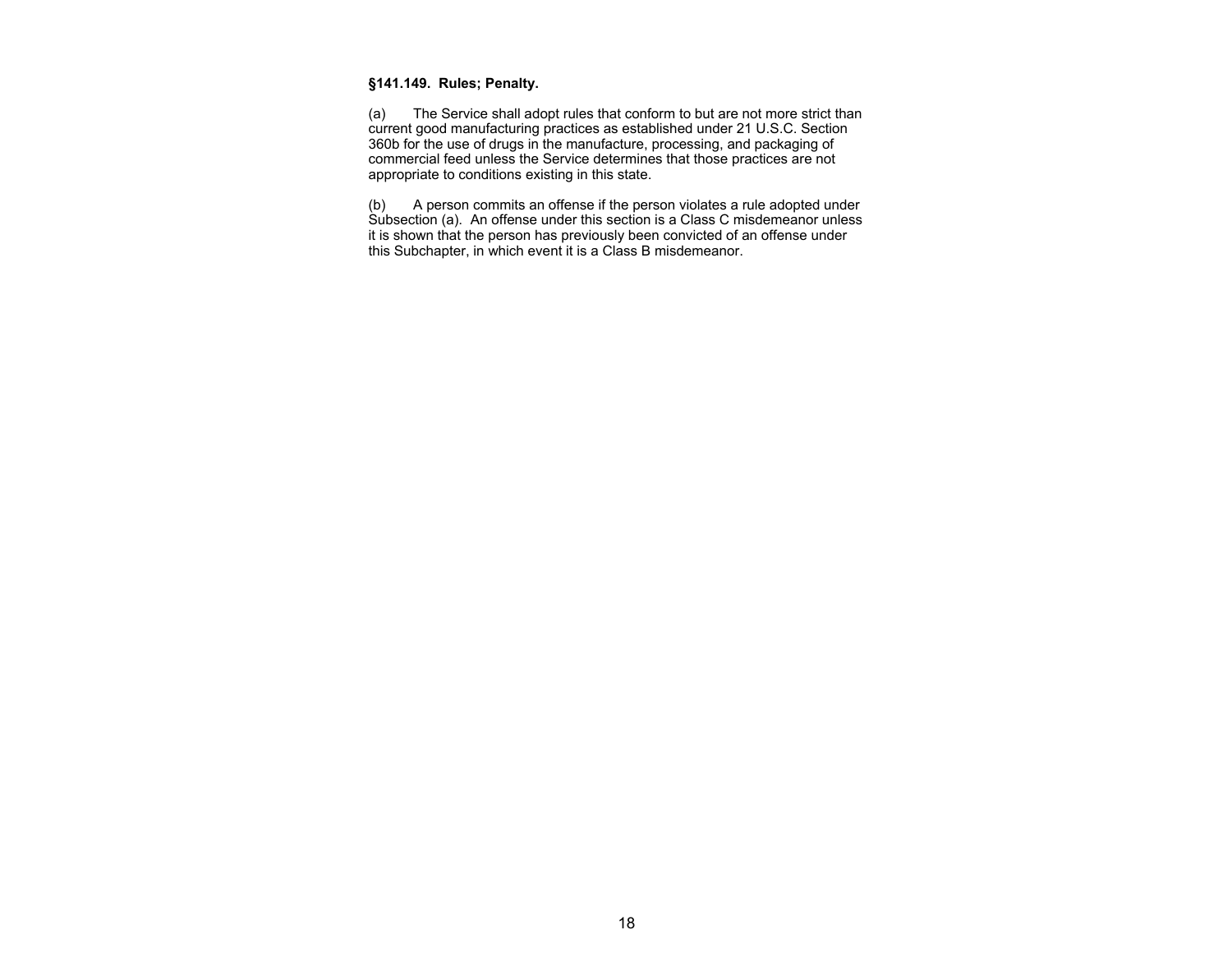**§141.149. Rules; Penalty.**

(a) The Service shall adopt rules that conform to but are not more strict than current good manufacturing practices as established under 21 U.S.C. Section 360b for the use of drugs in the manufacture, processing, and packaging of commercial feed unless the Service determines that those practices are not appropriate to conditions existing in this state.

(b) A person commits an offense if the person violates a rule adopted under Subsection (a). An offense under this section is a Class C misdemeanor unless it is shown that the person has previously been convicted of an offense under this Subchapter, in which event it is a Class B misdemeanor.